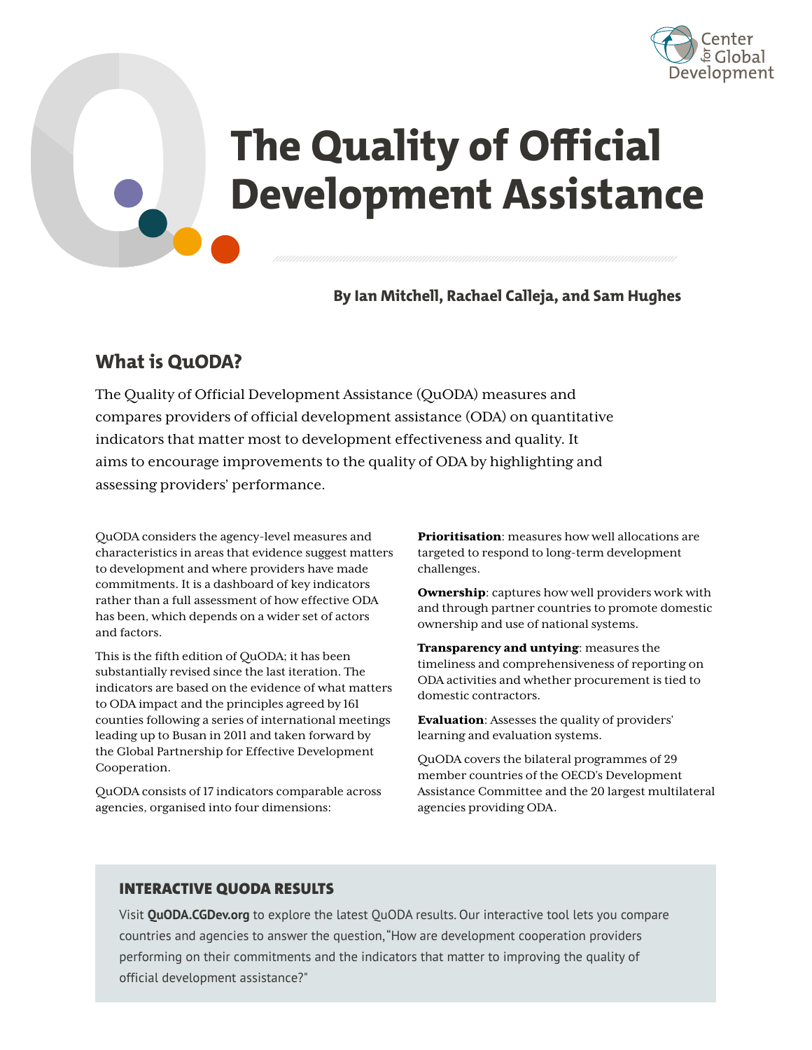# The Quality of Official Development Assistance

**By Ian Mitchell, Rachael Calleja, and Sam Hughes**

## What is QuODA?

The Quality of Official Development Assistance (QuODA) measures and compares providers of official development assistance (ODA) on quantitative indicators that matter most to development effectiveness and quality. It aims to encourage improvements to the quality of ODA by highlighting and assessing providers' performance.

QuODA considers the agency-level measures and characteristics in areas that evidence suggest matters to development and where providers have made commitments. It is a dashboard of key indicators rather than a full assessment of how effective ODA has been, which depends on a wider set of actors and factors.

This is the fifth edition of QuODA; it has been substantially revised since the last iteration. The indicators are based on the evidence of what matters to ODA impact and the principles agreed by 161 counties following a series of international meetings leading up to Busan in 2011 and taken forward by the Global Partnership for Effective Development Cooperation.

QuODA consists of 17 indicators comparable across agencies, organised into four dimensions:

**Prioritisation**: measures how well allocations are targeted to respond to long-term development challenges.

**Ownership**: captures how well providers work with and through partner countries to promote domestic ownership and use of national systems.

**Transparency and untying**: measures the timeliness and comprehensiveness of reporting on ODA activities and whether procurement is tied to domestic contractors.

**Evaluation**: Assesses the quality of providers' learning and evaluation systems.

QuODA covers the bilateral programmes of 29 member countries of the OECD's Development Assistance Committee and the 20 largest multilateral agencies providing ODA.

### INTERACTIVE QUODA RESULTS

Visit **QuODA.CGDev.org** to explore the latest QuODA results. Our interactive tool lets you compare countries and agencies to answer the question, "How are development cooperation providers performing on their commitments and the indicators that matter to improving the quality of official development assistance?"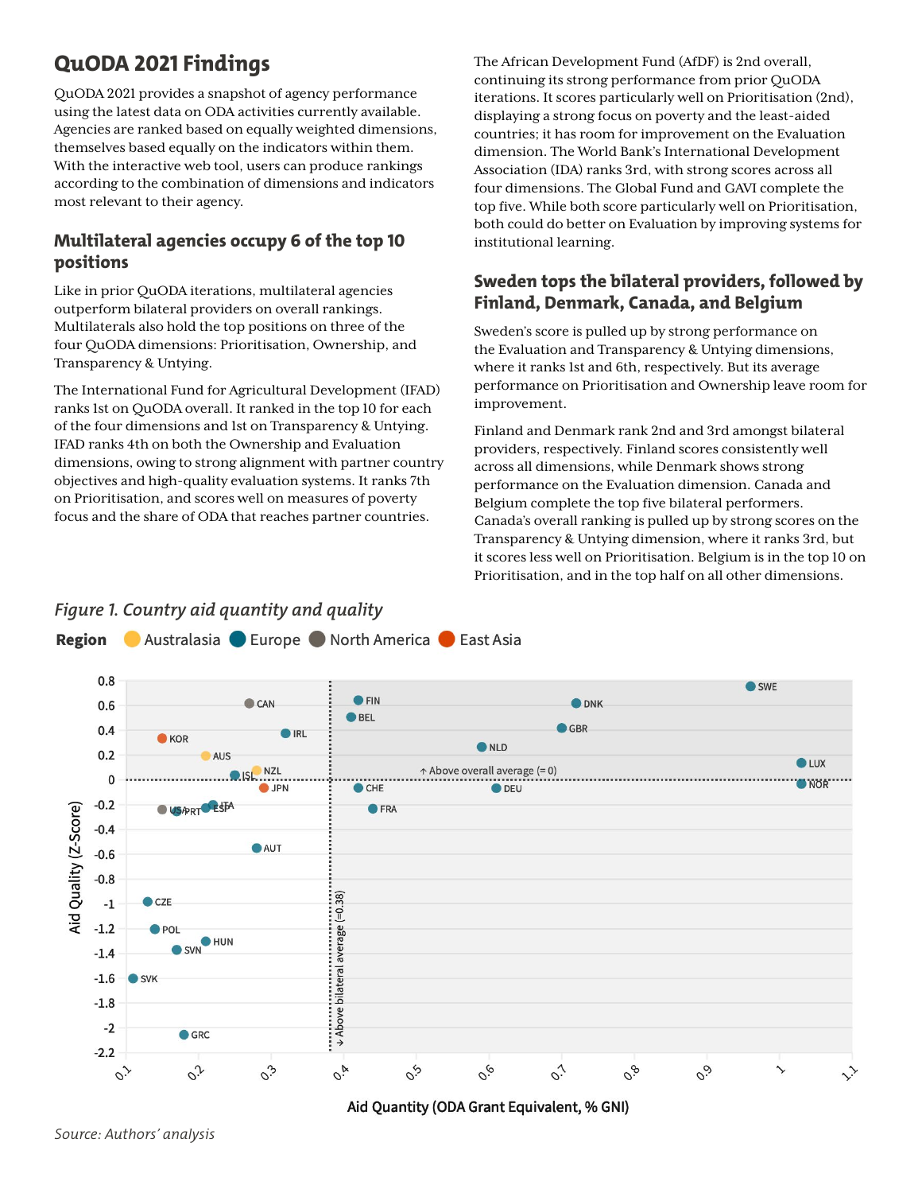# QuODA 2021 Findings

QuODA 2021 provides a snapshot of agency performance using the latest data on ODA activities currently available. Agencies are ranked based on equally weighted dimensions, themselves based equally on the indicators within them. With the interactive web tool, users can produce rankings according to the combination of dimensions and indicators most relevant to their agency.

## Multilateral agencies occupy 6 of the top 10 positions

Like in prior QuODA iterations, multilateral agencies outperform bilateral providers on overall rankings. Multilaterals also hold the top positions on three of the four QuODA dimensions: Prioritisation, Ownership, and Transparency & Untying.

The International Fund for Agricultural Development (IFAD) ranks 1st on QuODA overall. It ranked in the top 10 for each of the four dimensions and 1st on Transparency & Untying. IFAD ranks 4th on both the Ownership and Evaluation dimensions, owing to strong alignment with partner country objectives and high-quality evaluation systems. It ranks 7th on Prioritisation, and scores well on measures of poverty focus and the share of ODA that reaches partner countries.

The African Development Fund (AfDF) is 2nd overall, continuing its strong performance from prior QuODA iterations. It scores particularly well on Prioritisation (2nd), displaying a strong focus on poverty and the least-aided countries; it has room for improvement on the Evaluation dimension. The World Bank's International Development Association (IDA) ranks 3rd, with strong scores across all four dimensions. The Global Fund and GAVI complete the top five. While both score particularly well on Prioritisation, both could do better on Evaluation by improving systems for institutional learning.

## Sweden tops the bilateral providers, followed by Finland, Denmark, Canada, and Belgium

Sweden's score is pulled up by strong performance on the Evaluation and Transparency & Untying dimensions, where it ranks 1st and 6th, respectively. But its average performance on Prioritisation and Ownership leave room for improvement.

Finland and Denmark rank 2nd and 3rd amongst bilateral providers, respectively. Finland scores consistently well across all dimensions, while Denmark shows strong performance on the Evaluation dimension. Canada and Belgium complete the top five bilateral performers. Canada's overall ranking is pulled up by strong scores on the Transparency & Untying dimension, where it ranks 3rd, but it scores less well on Prioritisation. Belgium is in the top 10 on Prioritisation, and in the top half on all other dimensions.

*Figure 1. Country aid quantity and quality*

Source: Authors' analysis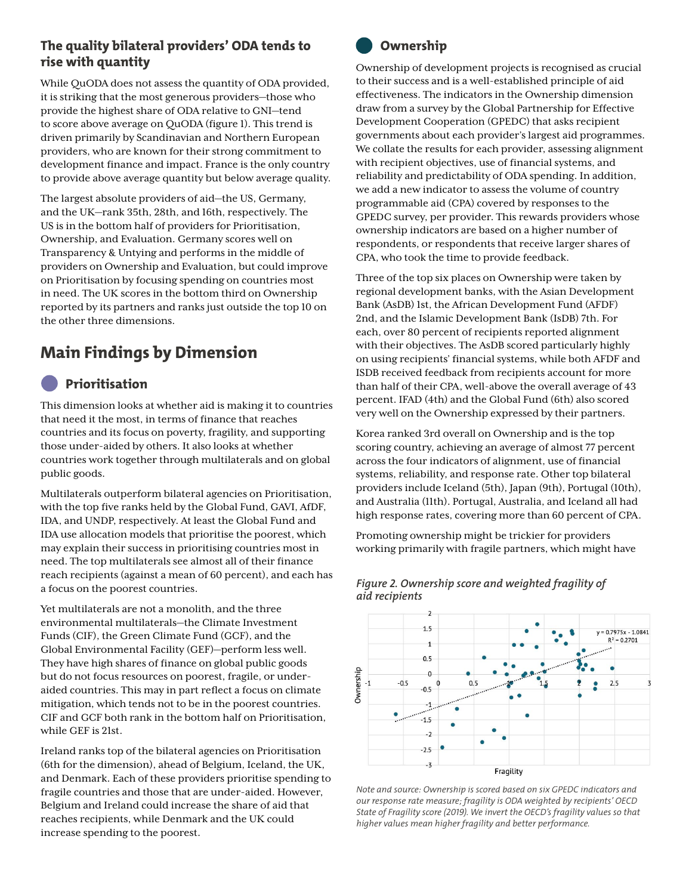### The quality bilateral providers' ODA tends to rise with quantity

While QuODA does not assess the quantity of ODA provided, it is striking that the most generous providers—those who provide the highest share of ODA relative to GNI—tend to score above average on QuODA (figure 1). This trend is driven primarily by Scandinavian and Northern European providers, who are known for their strong commitment to development finance and impact. France is the only country to provide above average quantity but below average quality.

The largest absolute providers of aid—the US, Germany, and the UK—rank 35th, 28th, and 16th, respectively. The US is in the bottom half of providers for Prioritisation, Ownership, and Evaluation. Germany scores well on Transparency & Untying and performs in the middle of providers on Ownership and Evaluation, but could improve on Prioritisation by focusing spending on countries most in need. The UK scores in the bottom third on Ownership reported by its partners and ranks just outside the top 10 on the other three dimensions.

## Main Findings by Dimension

### Prioritisation

This dimension looks at whether aid is making it to countries that need it the most, in terms of finance that reaches countries and its focus on poverty, fragility, and supporting those under-aided by others. It also looks at whether countries work together through multilaterals and on global public goods.

Multilaterals outperform bilateral agencies on Prioritisation, with the top five ranks held by the Global Fund, GAVI, AfDF, IDA, and UNDP, respectively. At least the Global Fund and IDA use allocation models that prioritise the poorest, which may explain their success in prioritising countries most in need. The top multilaterals see almost all of their finance reach recipients (against a mean of 60 percent), and each has a focus on the poorest countries.

Yet multilaterals are not a monolith, and the three environmental multilaterals—the Climate Investment Funds (CIF), the Green Climate Fund (GCF), and the Global Environmental Facility (GEF)—perform less well. They have high shares of finance on global public goods but do not focus resources on poorest, fragile, or under-aided countries. This may in part reflect a focus on climate mitigation, which tends not to be in the poorest countries. CIF and GCF both rank in the bottom half on Prioritisation, while GEF is 21st.

Ireland ranks top of the bilateral agencies on Prioritisation (6th for the dimension), ahead of Belgium, Iceland, the UK, and Denmark. Each of these providers prioritise spending to fragile countries and those that are under-aided. However, Belgium and Ireland could increase the share of aid that reaches recipients, while Denmark and the UK could increase spending to the poorest.

### Ownership

Ownership of development projects is recognised as crucial to their success and is a well-established principle of aid effectiveness. The indicators in the Ownership dimension draw from a survey by the Global Partnership for Effective Development Cooperation (GPEDC) that asks recipient governments about each provider's largest aid programmes. We collate the results for each provider, assessing alignment with recipient objectives, use of financial systems, and reliability and predictability of ODA spending. In addition, we add a new indicator to assess the volume of country programmable aid (CPA) covered by responses to the GPEDC survey, per provider. This rewards providers whose ownership indicators are based on a higher number of respondents, or respondents that receive larger shares of CPA, who took the time to provide feedback.

Three of the top six places on Ownership were taken by regional development banks, with the Asian Development Bank (AsDB) 1st, the African Development Fund (AFDF) 2nd, and the Islamic Development Bank (IsDB) 7th. For each, over 80 percent of recipients reported alignment with their objectives. The AsDB scored particularly highly on using recipients' financial systems, while both AFDF and ISDB received feedback from recipients account for more than half of their CPA, well-above the overall average of 43 percent. IFAD (4th) and the Global Fund (6th) also scored very well on the Ownership expressed by their partners.

Korea ranked 3rd overall on Ownership and is the top scoring country, achieving an average of almost 77 percent across the four indicators of alignment, use of financial systems, reliability, and response rate. Other top bilateral providers include Iceland (5th), Japan (9th), Portugal (10th), and Australia (11th). Portugal, Australia, and Iceland all had high response rates, covering more than 60 percent of CPA.

Promoting ownership might be trickier for providers working primarily with fragile partners, which might have

*Figure 2. Ownership score and weighted fragility of aid recipients*

*Note and source: Ownership is scored based on six GPEDC indicators and our response rate measure; fragility is ODA weighted by recipients' OECD State of Fragility score (2019). We invert the OECD's fragility values so that higher values mean higher fragility and better performance.*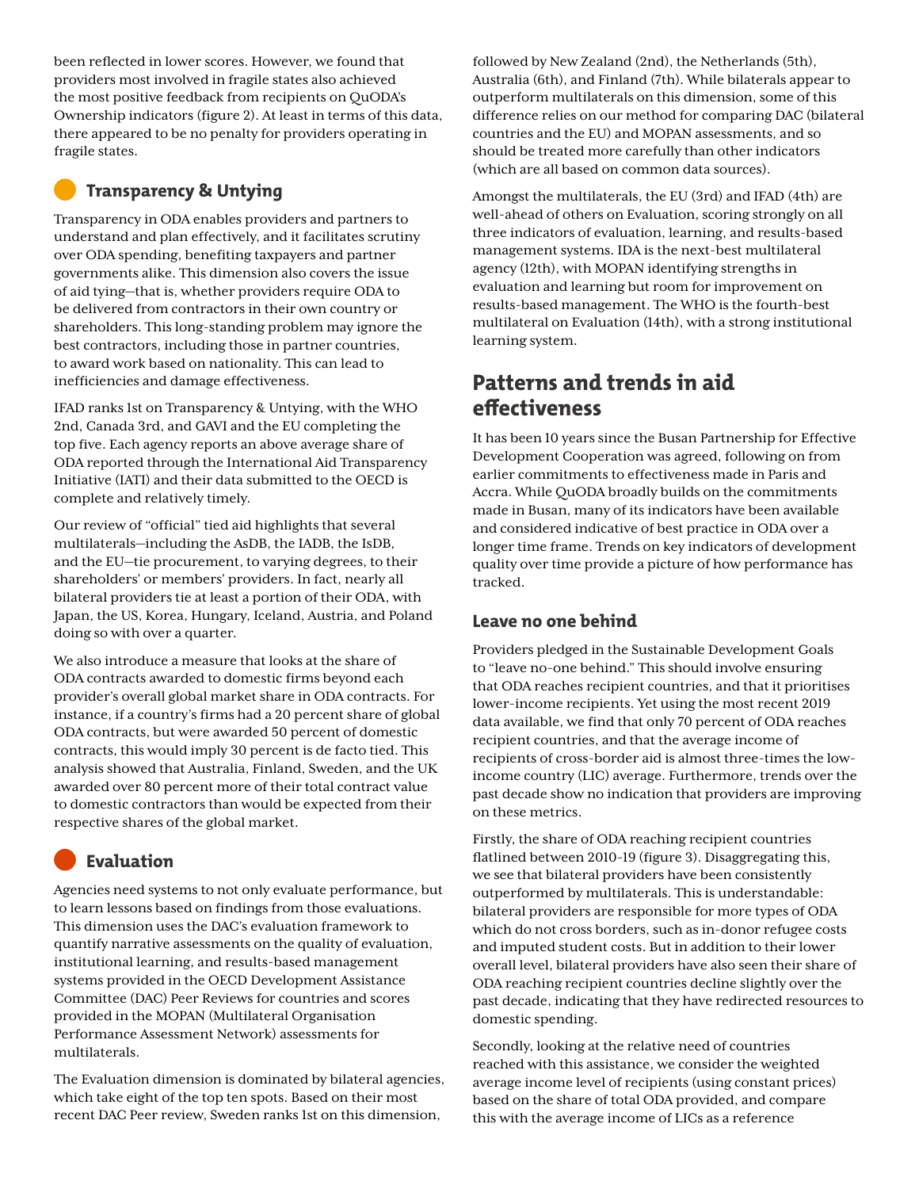been reflected in lower scores. However, we found that providers most involved in fragile states also achieved the most positive feedback from recipients on QuODA's Ownership indicators (figure 2). At least in terms of this data, there appeared to be no penalty for providers operating in fragile states.

### Transparency & Untying

Transparency in ODA enables providers and partners to understand and plan effectively, and it facilitates scrutiny over ODA spending, benefiting taxpayers and partner governments alike. This dimension also covers the issue of aid tying—that is, whether providers require ODA to be delivered from contractors in their own country or shareholders. This long-standing problem may ignore the best contractors, including those in partner countries, to award work based on nationality. This can lead to inefficiencies and damage effectiveness.

IFAD ranks 1st on Transparency & Untying, with the WHO 2nd, Canada 3rd, and GAVI and the EU completing the top five. Each agency reports an above average share of ODA reported through the International Aid Transparency Initiative (IATI) and their data submitted to the OECD is complete and relatively timely.

Our review of "official" tied aid highlights that several multilaterals—including the AsDB, the IADB, the IsDB, and the EU—tie procurement, to varying degrees, to their shareholders' or members' providers. In fact, nearly all bilateral providers tie at least a portion of their ODA, with Japan, the US, Korea, Hungary, Iceland, Austria, and Poland doing so with over a quarter.

We also introduce a measure that looks at the share of ODA contracts awarded to domestic firms beyond each provider's overall global market share in ODA contracts. For instance, if a country's firms had a 20 percent share of global ODA contracts, but were awarded 50 percent of domestic contracts, this would imply 30 percent is de facto tied. This analysis showed that Australia, Finland, Sweden, and the UK awarded over 80 percent more of their total contract value to domestic contractors than would be expected from their respective shares of the global market.

### Evaluation

Agencies need systems to not only evaluate performance, but to learn lessons based on findings from those evaluations. This dimension uses the DAC's evaluation framework to quantify narrative assessments on the quality of evaluation, institutional learning, and results-based management systems provided in the OECD Development Assistance Committee (DAC) Peer Reviews for countries and scores provided in the MOPAN (Multilateral Organisation Performance Assessment Network) assessments for multilaterals.

The Evaluation dimension is dominated by bilateral agencies, which take eight of the top ten spots. Based on their most recent DAC Peer review, Sweden ranks 1st on this dimension, followed by New Zealand (2nd), the Netherlands (5th), Australia (6th), and Finland (7th). While bilaterals appear to outperform multilaterals on this dimension, some of this difference relies on our method for comparing DAC (bilateral countries and the EU) and MOPAN assessments, and so should be treated more carefully than other indicators (which are all based on common data sources).

Amongst the multilaterals, the EU (3rd) and IFAD (4th) are well-ahead of others on Evaluation, scoring strongly on all three indicators of evaluation, learning, and results-based management systems. IDA is the next-best multilateral agency (12th), with MOPAN identifying strengths in evaluation and learning but room for improvement on results-based management. The WHO is the fourth-best multilateral on Evaluation (14th), with a strong institutional learning system.

## Patterns and trends in aid effectiveness

It has been 10 years since the Busan Partnership for Effective Development Cooperation was agreed, following on from earlier commitments to effectiveness made in Paris and Accra. While QuODA broadly builds on the commitments made in Busan, many of its indicators have been available and considered indicative of best practice in ODA over a longer time frame. Trends on key indicators of development quality over time provide a picture of how performance has tracked.

### Leave no one behind

Providers pledged in the Sustainable Development Goals to "leave no-one behind." This should involve ensuring that ODA reaches recipient countries, and that it prioritises lower-income recipients. Yet using the most recent 2019 data available, we find that only 70 percent of ODA reaches recipient countries, and that the average income of recipients of cross-border aid is almost three-times the low-income country (LIC) average. Furthermore, trends over the past decade show no indication that providers are improving on these metrics.

Firstly, the share of ODA reaching recipient countries flatlined between 2010-19 (figure 3). Disaggregating this, we see that bilateral providers have been consistently outperformed by multilaterals. This is understandable: bilateral providers are responsible for more types of ODA which do not cross borders, such as in-donor refugee costs and imputed student costs. But in addition to their lower overall level, bilateral providers have also seen their share of ODA reaching recipient countries decline slightly over the past decade, indicating that they have redirected resources to domestic spending.

Secondly, looking at the relative need of countries reached with this assistance, we consider the weighted average income level of recipients (using constant prices) based on the share of total ODA provided, and compare this with the average income of LICs as a reference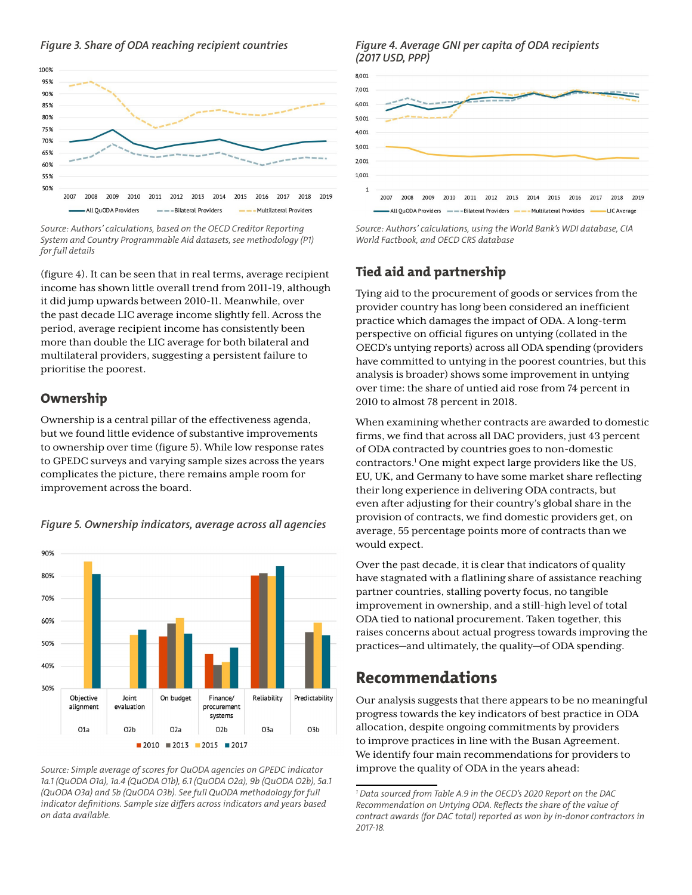*Figure 3. Share of ODA reaching recipient countries*

*Source: Authors' calculations, based on the OECD Creditor Reporting System and Country Programmable Aid datasets, see methodology (P1) for full details*

*Figure 4. Average GNI per capita of ODA recipients (2017 USD, PPP)*

*Source: Authors' calculations, using the World Bank's WDI database, CIA World Factbook, and OECD CRS database*

(figure 4). It can be seen that in real terms, average recipient income has shown little overall trend from 2011-19, although it did jump upwards between 2010-11. Meanwhile, over the past decade LIC average income slightly fell. Across the period, average recipient income has consistently been more than double the LIC average for both bilateral and multilateral providers, suggesting a persistent failure to prioritise the poorest.

## Ownership

Ownership is a central pillar of the effectiveness agenda, but we found little evidence of substantive improvements to ownership over time (figure 5). While low response rates to GPEDC surveys and varying sample sizes across the years complicates the picture, there remains ample room for improvement across the board.

*Figure 5. Ownership indicators, average across all agencies*

*Source: Simple average of scores for QuODA agencies on GPEDC indicator 1a.1 (QuODA O1a), 1a.4 (QuODA O1b), 6.1 (QuODA O2a), 9b (QuODA O2b), 5a.1 (QuODA O3a) and 5b (QuODA O3b). See full QuODA methodology for full indicator definitions. Sample size differs across indicators and years based on data available.*

## Tied aid and partnership

Tying aid to the procurement of goods or services from the provider country has long been considered an inefficient practice which damages the impact of ODA. A long-term perspective on official figures on untying (collated in the OECD's untying reports) across all ODA spending (providers have committed to untying in the poorest countries, but this analysis is broader) shows some improvement in untying over time: the share of untied aid rose from 74 percent in 2010 to almost 78 percent in 2018.

When examining whether contracts are awarded to domestic firms, we find that across all DAC providers, just 43 percent of ODA contracted by countries goes to non-domestic contractors.[1] One might expect large providers like the US, EU, UK, and Germany to have some market share reflecting their long experience in delivering ODA contracts, but even after adjusting for their country's global share in the provision of contracts, we find domestic providers get, on average, 55 percentage points more of contracts than we would expect.

Over the past decade, it is clear that indicators of quality have stagnated with a flatlining share of assistance reaching partner countries, stalling poverty focus, no tangible improvement in ownership, and a still-high level of total ODA tied to national procurement. Taken together, this raises concerns about actual progress towards improving the practices—and ultimately, the quality—of ODA spending.

# Recommendations

Our analysis suggests that there appears to be no meaningful progress towards the key indicators of best practice in ODA allocation, despite ongoing commitments by providers to improve practices in line with the Busan Agreement. We identify four main recommendations for providers to improve the quality of ODA in the years ahead:

[1] *Data sourced from Table A.9 in the OECD's 2020 Report on the DAC Recommendation on Untying ODA. Reflects the share of the value of contract awards (for DAC total) reported as won by in-donor contractors in 2017-18.*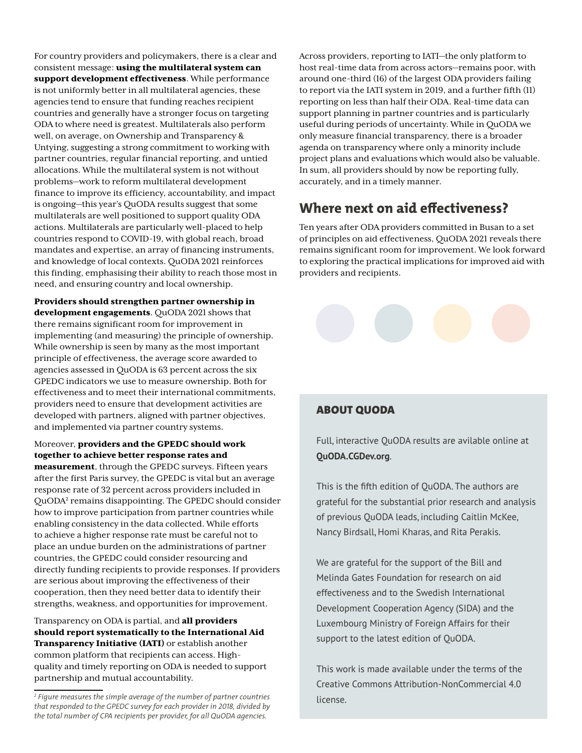For country providers and policymakers, there is a clear and consistent message: **using the multilateral system can support development effectiveness**. While performance is not uniformly better in all multilateral agencies, these agencies tend to ensure that funding reaches recipient countries and generally have a stronger focus on targeting ODA to where need is greatest. Multilaterals also perform well, on average, on Ownership and Transparency & Untying, suggesting a strong commitment to working with partner countries, regular financial reporting, and untied allocations. While the multilateral system is not without problems—work to reform multilateral development finance to improve its efficiency, accountability, and impact is ongoing—this year's QuODA results suggest that some multilaterals are well positioned to support quality ODA actions. Multilaterals are particularly well-placed to help countries respond to COVID-19, with global reach, broad mandates and expertise, an array of financing instruments, and knowledge of local contexts. QuODA 2021 reinforces this finding, emphasising their ability to reach those most in need, and ensuring country and local ownership.

**Providers should strengthen partner ownership in development engagements**. QuODA 2021 shows that there remains significant room for improvement in implementing (and measuring) the principle of ownership. While ownership is seen by many as the most important principle of effectiveness, the average score awarded to agencies assessed in QuODA is 63 percent across the six GPEDC indicators we use to measure ownership. Both for effectiveness and to meet their international commitments, providers need to ensure that development activities are developed with partners, aligned with partner objectives, and implemented via partner country systems.

Moreover, **providers and the GPEDC should work together to achieve better response rates and measurement**, through the GPEDC surveys. Fifteen years after the first Paris survey, the GPEDC is vital but an average response rate of 32 percent across providers included in QuODA[2] remains disappointing. The GPEDC should consider how to improve participation from partner countries while enabling consistency in the data collected. While efforts to achieve a higher response rate must be careful not to place an undue burden on the administrations of partner countries, the GPEDC could consider resourcing and directly funding recipients to provide responses. If providers are serious about improving the effectiveness of their cooperation, then they need better data to identify their strengths, weakness, and opportunities for improvement.

Transparency on ODA is partial, and **all providers should report systematically to the International Aid Transparency Initiative (IATI)** or establish another common platform that recipients can access. High-quality and timely reporting on ODA is needed to support partnership and mutual accountability.

Across providers, reporting to IATI—the only platform to host real-time data from across actors—remains poor, with around one-third (16) of the largest ODA providers failing to report via the IATI system in 2019, and a further fifth (11) reporting on less than half their ODA. Real-time data can support planning in partner countries and is particularly useful during periods of uncertainty. While in QuODA we only measure financial transparency, there is a broader agenda on transparency where only a minority include project plans and evaluations which would also be valuable. In sum, all providers should by now be reporting fully, accurately, and in a timely manner.

## Where next on aid effectiveness?

Ten years after ODA providers committed in Busan to a set of principles on aid effectiveness, QuODA 2021 reveals there remains significant room for improvement. We look forward to exploring the practical implications for improved aid with providers and recipients.

### ABOUT QUODA

Full, interactive QuODA results are avilable online at **QuODA.CGDev.org**.

This is the fifth edition of QuODA. The authors are grateful for the substantial prior research and analysis of previous QuODA leads, including Caitlin McKee, Nancy Birdsall, Homi Kharas, and Rita Perakis.

We are grateful for the support of the Bill and Melinda Gates Foundation for research on aid effectiveness and to the Swedish International Development Cooperation Agency (SIDA) and the Luxembourg Ministry of Foreign Affairs for their support to the latest edition of QuODA.

This work is made available under the terms of the Creative Commons Attribution-NonCommercial 4.0 license.

---

*[2] Figure measures the simple average of the number of partner countries that responded to the GPEDC survey for each provider in 2018, divided by the total number of CPA recipients per provider, for all QuODA agencies.*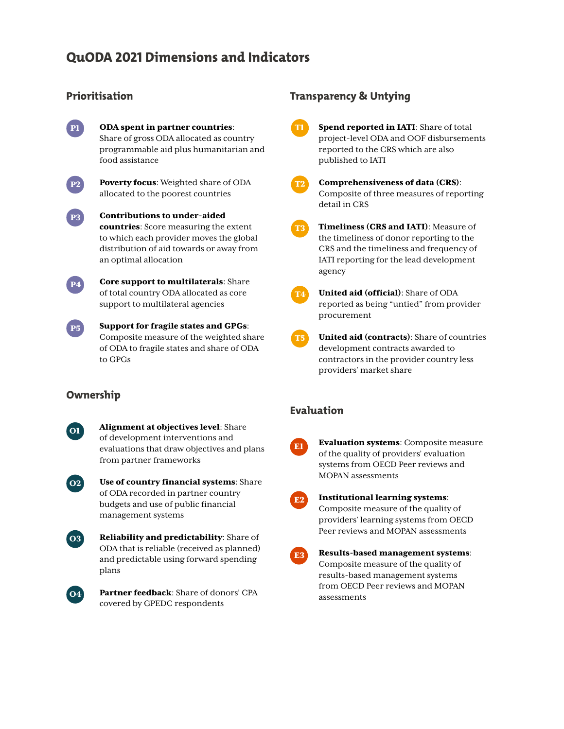# QuODA 2021 Dimensions and Indicators

## Prioritisation

**P1** **ODA spent in partner countries**: Share of gross ODA allocated as country programmable aid plus humanitarian and food assistance

**P2** **Poverty focus**: Weighted share of ODA allocated to the poorest countries

**P3** **Contributions to under-aided countries**: Score measuring the extent to which each provider moves the global distribution of aid towards or away from an optimal allocation

**P4** **Core support to multilaterals**: Share of total country ODA allocated as core support to multilateral agencies

**P5** **Support for fragile states and GPGs**: Composite measure of the weighted share of ODA to fragile states and share of ODA to GPGs

## Ownership

**O1** **Alignment at objectives level**: Share of development interventions and evaluations that draw objectives and plans from partner frameworks

**O2** **Use of country financial systems**: Share of ODA recorded in partner country budgets and use of public financial management systems

**O3** **Reliability and predictability**: Share of ODA that is reliable (received as planned) and predictable using forward spending plans

**O4** **Partner feedback**: Share of donors' CPA covered by GPEDC respondents

## Transparency & Untying

**T1** **Spend reported in IATI**: Share of total project-level ODA and OOF disbursements reported to the CRS which are also published to IATI

**T2** **Comprehensiveness of data (CRS)**: Composite of three measures of reporting detail in CRS

**T3** **Timeliness (CRS and IATI)**: Measure of the timeliness of donor reporting to the CRS and the timeliness and frequency of IATI reporting for the lead development agency

**T4** **United aid (official)**: Share of ODA reported as being "untied" from provider procurement

**T5** **United aid (contracts)**: Share of countries development contracts awarded to contractors in the provider country less providers' market share

## Evaluation

**E1** **Evaluation systems**: Composite measure of the quality of providers' evaluation systems from OECD Peer reviews and MOPAN assessments

**E2** **Institutional learning systems**: Composite measure of the quality of providers' learning systems from OECD Peer reviews and MOPAN assessments

**E3** **Results-based management systems**: Composite measure of the quality of results-based management systems from OECD Peer reviews and MOPAN assessments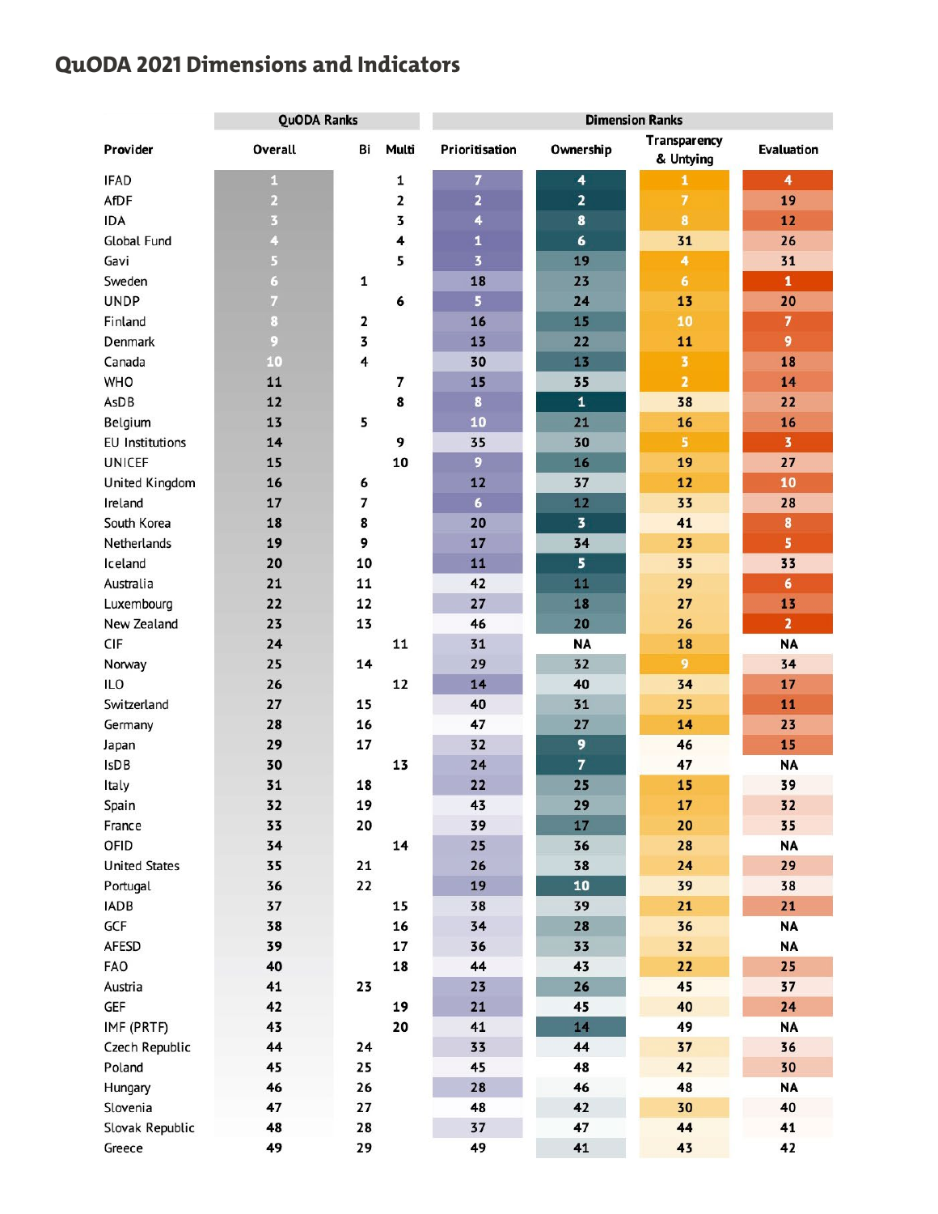## QuODA 2021 Dimensions and Indicators

| Provider | QuODA Ranks | | | Dimension Ranks | | | |
|---|---|---|---|---|---|---|---|
| | Overall | Bi | Multi | Prioritisation | Ownership | Transparency & Untying | Evaluation |
| IFAD | 1 | | 1 | 7 | 4 | 1 | 4 |
| AfDF | 2 | | 2 | 2 | 2 | 7 | 19 |
| IDA | 3 | | 3 | 4 | 8 | 8 | 12 |
| Global Fund | 4 | | 4 | 1 | 6 | 31 | 26 |
| Gavi | 5 | | 5 | 3 | 19 | 4 | 31 |
| Sweden | 6 | 1 | | 18 | 23 | 6 | 1 |
| UNDP | 7 | | 6 | 5 | 24 | 13 | 20 |
| Finland | 8 | 2 | | 16 | 15 | 10 | 7 |
| Denmark | 9 | 3 | | 13 | 22 | 11 | 9 |
| Canada | 10 | 4 | | 30 | 13 | 3 | 18 |
| WHO | 11 | | 7 | 15 | 35 | 2 | 14 |
| AsDB | 12 | | 8 | 8 | 1 | 38 | 22 |
| Belgium | 13 | 5 | | 10 | 21 | 16 | 16 |
| EU Institutions | 14 | | 9 | 35 | 30 | 5 | 3 |
| UNICEF | 15 | | 10 | 9 | 16 | 19 | 27 |
| United Kingdom | 16 | 6 | | 12 | 37 | 12 | 10 |
| Ireland | 17 | 7 | | 6 | 12 | 33 | 28 |
| South Korea | 18 | 8 | | 20 | 3 | 41 | 8 |
| Netherlands | 19 | 9 | | 17 | 34 | 23 | 5 |
| Iceland | 20 | 10 | | 11 | 5 | 35 | 33 |
| Australia | 21 | 11 | | 42 | 11 | 29 | 6 |
| Luxembourg | 22 | 12 | | 27 | 18 | 27 | 13 |
| New Zealand | 23 | 13 | | 46 | 20 | 26 | 2 |
| CIF | 24 | | 11 | 31 | NA | 18 | NA |
| Norway | 25 | 14 | | 29 | 32 | 9 | 34 |
| ILO | 26 | | 12 | 14 | 40 | 34 | 17 |
| Switzerland | 27 | 15 | | 40 | 31 | 25 | 11 |
| Germany | 28 | 16 | | 47 | 27 | 14 | 23 |
| Japan | 29 | 17 | | 32 | 9 | 46 | 15 |
| IsDB | 30 | | 13 | 24 | 7 | 47 | NA |
| Italy | 31 | 18 | | 22 | 25 | 15 | 39 |
| Spain | 32 | 19 | | 43 | 29 | 17 | 32 |
| France | 33 | 20 | | 39 | 17 | 20 | 35 |
| OFID | 34 | | 14 | 25 | 36 | 28 | NA |
| United States | 35 | 21 | | 26 | 38 | 24 | 29 |
| Portugal | 36 | 22 | | 19 | 10 | 39 | 38 |
| IADB | 37 | | 15 | 38 | 39 | 21 | 21 |
| GCF | 38 | | 16 | 34 | 28 | 36 | NA |
| AFESD | 39 | | 17 | 36 | 33 | 32 | NA |
| FAO | 40 | | 18 | 44 | 43 | 22 | 25 |
| Austria | 41 | 23 | | 23 | 26 | 45 | 37 |
| GEF | 42 | | 19 | 21 | 45 | 40 | 24 |
| IMF (PRTF) | 43 | | 20 | 41 | 14 | 49 | NA |
| Czech Republic | 44 | 24 | | 33 | 44 | 37 | 36 |
| Poland | 45 | 25 | | 45 | 48 | 42 | 30 |
| Hungary | 46 | 26 | | 28 | 46 | 48 | NA |
| Slovenia | 47 | 27 | | 48 | 42 | 30 | 40 |
| Slovak Republic | 48 | 28 | | 37 | 47 | 44 | 41 |
| Greece | 49 | 29 | | 49 | 41 | 43 | 42 |